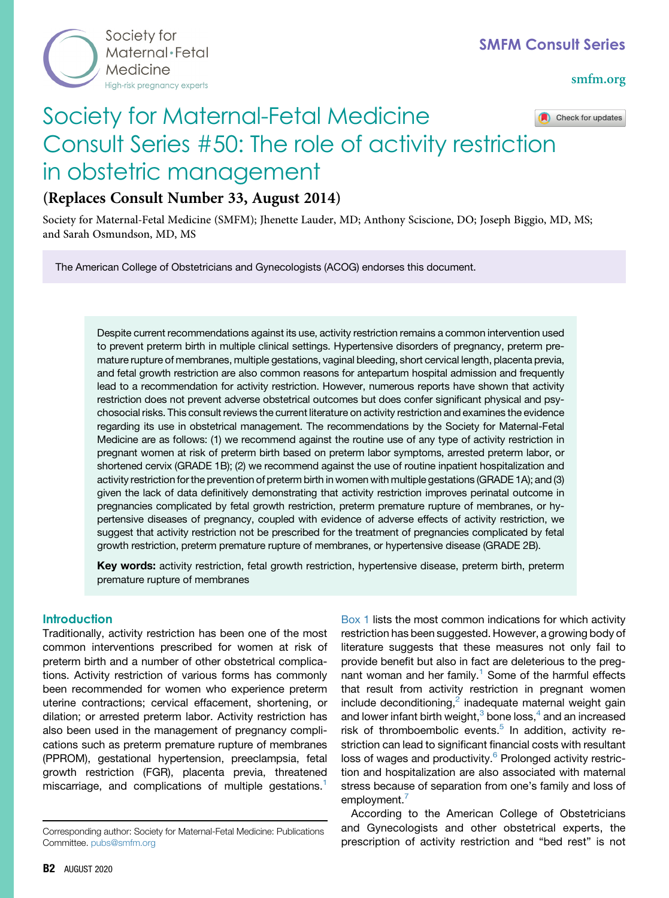# Society for Maternal-Fetal Medicine Consult Series #50: The role of activity restriction in obstetric management

**(Replaces Consult Number 33, August 2014)**

Society for Maternal-Fetal Medicine (SMFM); Jhenette Lauder, MD; Anthony Sciscione, DO; Joseph Biggio, MD, MS; and Sarah Osmundson, MD, MS

The American College of Obstetricians and Gynecologists (ACOG) endorses this document.

Despite current recommendations against its use, activity restriction remains a common intervention used to prevent preterm birth in multiple clinical settings. Hypertensive disorders of pregnancy, preterm premature rupture of membranes, multiple gestations, vaginal bleeding, short cervical length, placenta previa, and fetal growth restriction are also common reasons for antepartum hospital admission and frequently lead to a recommendation for activity restriction. However, numerous reports have shown that activity restriction does not prevent adverse obstetrical outcomes but does confer significant physical and psychosocial risks. This consult reviews the current literature on activity restriction and examines the evidence regarding its use in obstetrical management. The recommendations by the Society for Maternal-Fetal Medicine are as follows: (1) we recommend against the routine use of any type of activity restriction in pregnant women at risk of preterm birth based on preterm labor symptoms, arrested preterm labor, or shortened cervix (GRADE 1B); (2) we recommend against the use of routine inpatient hospitalization and activity restriction for the prevention of preterm birth in women with multiple gestations (GRADE 1A); and (3) given the lack of data definitively demonstrating that activity restriction improves perinatal outcome in pregnancies complicated by fetal growth restriction, preterm premature rupture of membranes, or hypertensive diseases of pregnancy, coupled with evidence of adverse effects of activity restriction, we suggest that activity restriction not be prescribed for the treatment of pregnancies complicated by fetal growth restriction, preterm premature rupture of membranes, or hypertensive disease (GRADE 2B).

**Key words:** activity restriction, fetal growth restriction, hypertensive disease, preterm birth, preterm premature rupture of membranes

## Introduction

Traditionally, activity restriction has been one of the most common interventions prescribed for women at risk of preterm birth and a number of other obstetrical complications. Activity restriction of various forms has commonly been recommended for women who experience preterm uterine contractions; cervical effacement, shortening, or dilation; or arrested preterm labor. Activity restriction has also been used in the management of pregnancy complications such as preterm premature rupture of membranes (PPROM), gestational hypertension, preeclampsia, fetal growth restriction (FGR), placenta previa, threatened miscarriage, and complications of multiple gestations.[1]

Box 1 lists the most common indications for which activity restriction has been suggested. However, a growing body of literature suggests that these measures not only fail to provide benefit but also in fact are deleterious to the pregnant woman and her family.[1] Some of the harmful effects that result from activity restriction in pregnant women include deconditioning,[2] inadequate maternal weight gain and lower infant birth weight,[3] bone loss,[4] and an increased risk of thromboembolic events.[5] In addition, activity restriction can lead to significant financial costs with resultant loss of wages and productivity.[6] Prolonged activity restriction and hospitalization are also associated with maternal stress because of separation from one's family and loss of employment.[7]

According to the American College of Obstetricians and Gynecologists and other obstetrical experts, the prescription of activity restriction and "bed rest" is not

Corresponding author: Society for Maternal-Fetal Medicine: Publications Committee. pubs@smfm.org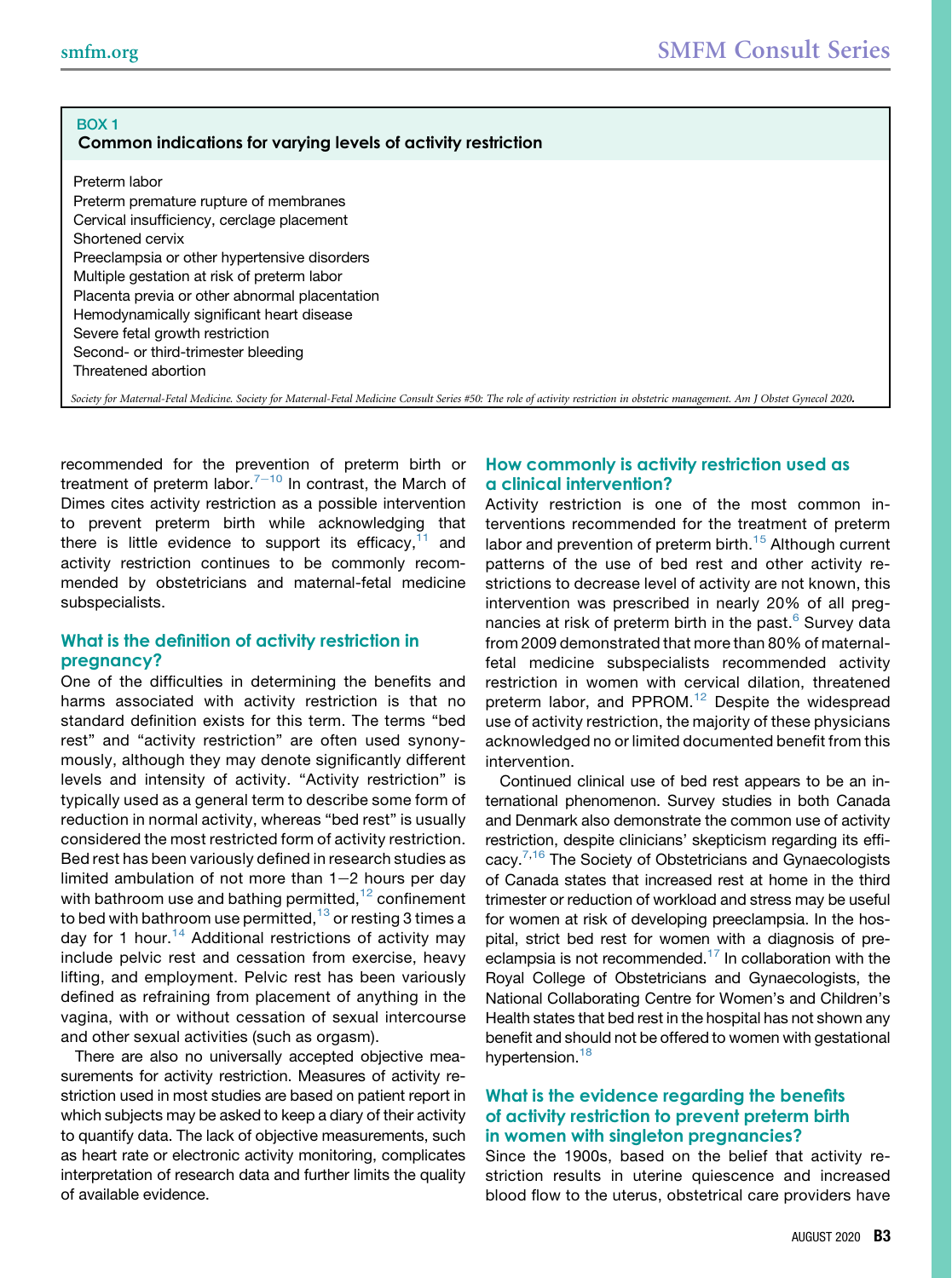**BOX 1**

**Common indications for varying levels of activity restriction**

Preterm labor
Preterm premature rupture of membranes
Cervical insufficiency, cerclage placement
Shortened cervix
Preeclampsia or other hypertensive disorders
Multiple gestation at risk of preterm labor
Placenta previa or other abnormal placentation
Hemodynamically significant heart disease
Severe fetal growth restriction
Second- or third-trimester bleeding
Threatened abortion

*Society for Maternal-Fetal Medicine. Society for Maternal-Fetal Medicine Consult Series #50: The role of activity restriction in obstetric management. Am J Obstet Gynecol 2020.*

recommended for the prevention of preterm birth or treatment of preterm labor.[7–10] In contrast, the March of Dimes cites activity restriction as a possible intervention to prevent preterm birth while acknowledging that there is little evidence to support its efficacy,[11] and activity restriction continues to be commonly recommended by obstetricians and maternal-fetal medicine subspecialists.

## What is the definition of activity restriction in pregnancy?

One of the difficulties in determining the benefits and harms associated with activity restriction is that no standard definition exists for this term. The terms "bed rest" and "activity restriction" are often used synonymously, although they may denote significantly different levels and intensity of activity. "Activity restriction" is typically used as a general term to describe some form of reduction in normal activity, whereas "bed rest" is usually considered the most restricted form of activity restriction. Bed rest has been variously defined in research studies as limited ambulation of not more than 1−2 hours per day with bathroom use and bathing permitted,[12] confinement to bed with bathroom use permitted,[13] or resting 3 times a day for 1 hour.[14] Additional restrictions of activity may include pelvic rest and cessation from exercise, heavy lifting, and employment. Pelvic rest has been variously defined as refraining from placement of anything in the vagina, with or without cessation of sexual intercourse and other sexual activities (such as orgasm).

There are also no universally accepted objective measurements for activity restriction. Measures of activity restriction used in most studies are based on patient report in which subjects may be asked to keep a diary of their activity to quantify data. The lack of objective measurements, such as heart rate or electronic activity monitoring, complicates interpretation of research data and further limits the quality of available evidence.

## How commonly is activity restriction used as a clinical intervention?

Activity restriction is one of the most common interventions recommended for the treatment of preterm labor and prevention of preterm birth.[15] Although current patterns of the use of bed rest and other activity restrictions to decrease level of activity are not known, this intervention was prescribed in nearly 20% of all pregnancies at risk of preterm birth in the past.[6] Survey data from 2009 demonstrated that more than 80% of maternal-fetal medicine subspecialists recommended activity restriction in women with cervical dilation, threatened preterm labor, and PPROM.[12] Despite the widespread use of activity restriction, the majority of these physicians acknowledged no or limited documented benefit from this intervention.

Continued clinical use of bed rest appears to be an international phenomenon. Survey studies in both Canada and Denmark also demonstrate the common use of activity restriction, despite clinicians' skepticism regarding its efficacy.[7,16] The Society of Obstetricians and Gynaecologists of Canada states that increased rest at home in the third trimester or reduction of workload and stress may be useful for women at risk of developing preeclampsia. In the hospital, strict bed rest for women with a diagnosis of preeclampsia is not recommended.[17] In collaboration with the Royal College of Obstetricians and Gynaecologists, the National Collaborating Centre for Women's and Children's Health states that bed rest in the hospital has not shown any benefit and should not be offered to women with gestational hypertension.[18]

## What is the evidence regarding the benefits of activity restriction to prevent preterm birth in women with singleton pregnancies?

Since the 1900s, based on the belief that activity restriction results in uterine quiescence and increased blood flow to the uterus, obstetrical care providers have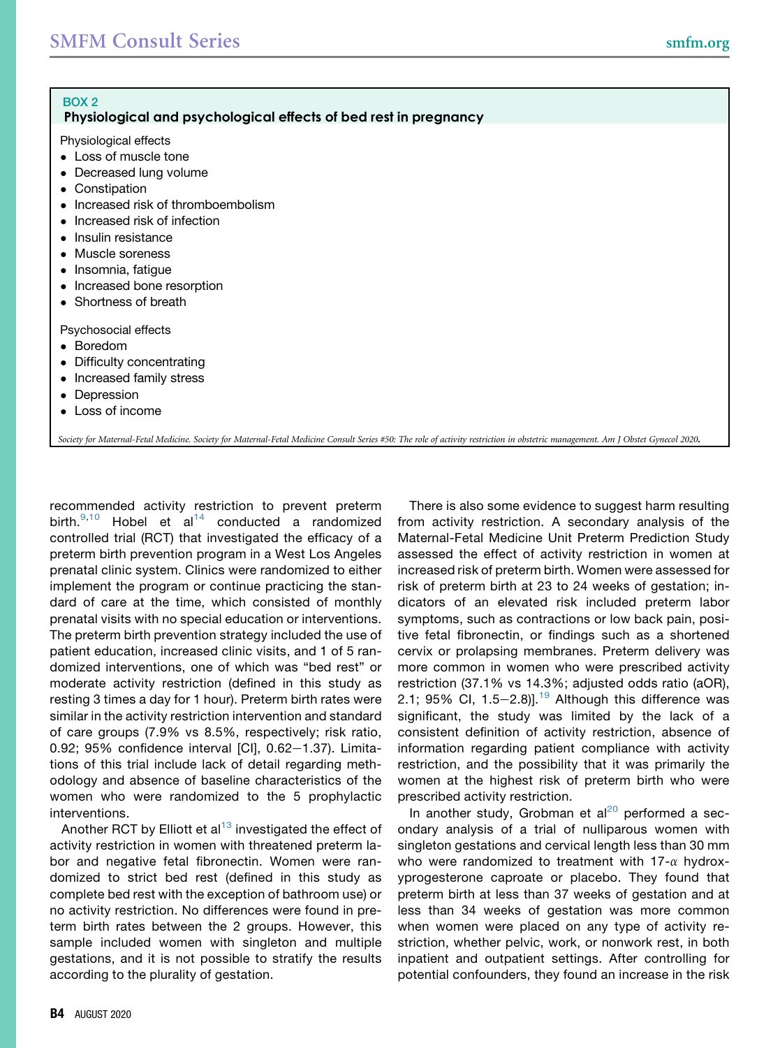**BOX 2**
**Physiological and psychological effects of bed rest in pregnancy**

Physiological effects

- Loss of muscle tone
- Decreased lung volume
- Constipation
- Increased risk of thromboembolism
- Increased risk of infection
- Insulin resistance
- Muscle soreness
- Insomnia, fatigue
- Increased bone resorption
- Shortness of breath

Psychosocial effects

- Boredom
- Difficulty concentrating
- Increased family stress
- Depression
- Loss of income

*Society for Maternal-Fetal Medicine. Society for Maternal-Fetal Medicine Consult Series #50: The role of activity restriction in obstetric management. Am J Obstet Gynecol 2020.*

recommended activity restriction to prevent preterm birth.[9,10] Hobel et al[14] conducted a randomized controlled trial (RCT) that investigated the efficacy of a preterm birth prevention program in a West Los Angeles prenatal clinic system. Clinics were randomized to either implement the program or continue practicing the standard of care at the time, which consisted of monthly prenatal visits with no special education or interventions. The preterm birth prevention strategy included the use of patient education, increased clinic visits, and 1 of 5 randomized interventions, one of which was "bed rest" or moderate activity restriction (defined in this study as resting 3 times a day for 1 hour). Preterm birth rates were similar in the activity restriction intervention and standard of care groups (7.9% vs 8.5%, respectively; risk ratio, 0.92; 95% confidence interval [CI], 0.62−1.37). Limitations of this trial include lack of detail regarding methodology and absence of baseline characteristics of the women who were randomized to the 5 prophylactic interventions.

Another RCT by Elliott et al[13] investigated the effect of activity restriction in women with threatened preterm labor and negative fetal fibronectin. Women were randomized to strict bed rest (defined in this study as complete bed rest with the exception of bathroom use) or no activity restriction. No differences were found in preterm birth rates between the 2 groups. However, this sample included women with singleton and multiple gestations, and it is not possible to stratify the results according to the plurality of gestation.

There is also some evidence to suggest harm resulting from activity restriction. A secondary analysis of the Maternal-Fetal Medicine Unit Preterm Prediction Study assessed the effect of activity restriction in women at increased risk of preterm birth. Women were assessed for risk of preterm birth at 23 to 24 weeks of gestation; indicators of an elevated risk included preterm labor symptoms, such as contractions or low back pain, positive fetal fibronectin, or findings such as a shortened cervix or prolapsing membranes. Preterm delivery was more common in women who were prescribed activity restriction (37.1% vs 14.3%; adjusted odds ratio (aOR), 2.1; 95% CI, 1.5−2.8)].[19] Although this difference was significant, the study was limited by the lack of a consistent definition of activity restriction, absence of information regarding patient compliance with activity restriction, and the possibility that it was primarily the women at the highest risk of preterm birth who were prescribed activity restriction.

In another study, Grobman et al[20] performed a secondary analysis of a trial of nulliparous women with singleton gestations and cervical length less than 30 mm who were randomized to treatment with 17-$\alpha$ hydroxyprogesterone caproate or placebo. They found that preterm birth at less than 37 weeks of gestation and at less than 34 weeks of gestation was more common when women were placed on any type of activity restriction, whether pelvic, work, or nonwork rest, in both inpatient and outpatient settings. After controlling for potential confounders, they found an increase in the risk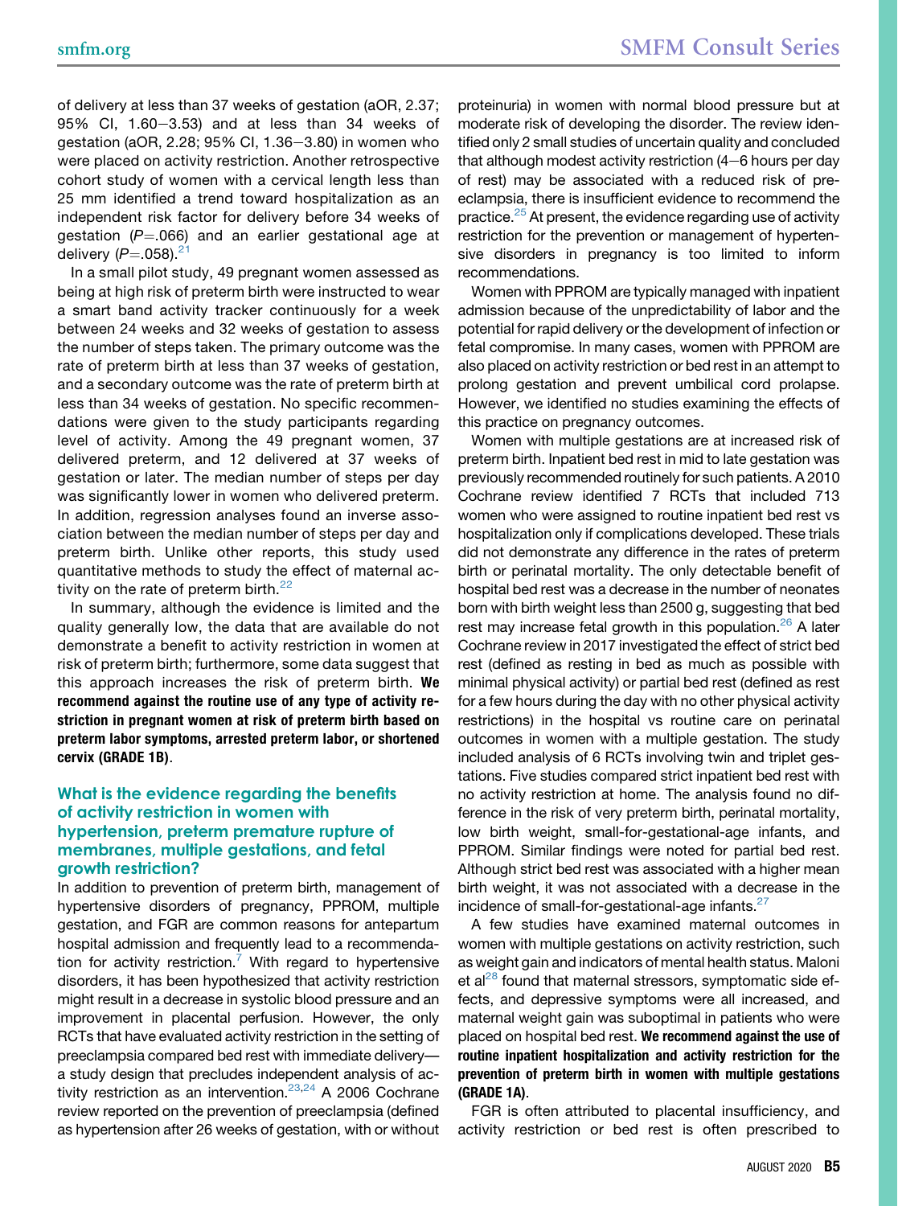of delivery at less than 37 weeks of gestation (aOR, 2.37; 95% CI, 1.60−3.53) and at less than 34 weeks of gestation (aOR, 2.28; 95% CI, 1.36−3.80) in women who were placed on activity restriction. Another retrospective cohort study of women with a cervical length less than 25 mm identified a trend toward hospitalization as an independent risk factor for delivery before 34 weeks of gestation ($P$=.066) and an earlier gestational age at delivery ($P$=.058).[21]

In a small pilot study, 49 pregnant women assessed as being at high risk of preterm birth were instructed to wear a smart band activity tracker continuously for a week between 24 weeks and 32 weeks of gestation to assess the number of steps taken. The primary outcome was the rate of preterm birth at less than 37 weeks of gestation, and a secondary outcome was the rate of preterm birth at less than 34 weeks of gestation. No specific recommendations were given to the study participants regarding level of activity. Among the 49 pregnant women, 37 delivered preterm, and 12 delivered at 37 weeks of gestation or later. The median number of steps per day was significantly lower in women who delivered preterm. In addition, regression analyses found an inverse association between the median number of steps per day and preterm birth. Unlike other reports, this study used quantitative methods to study the effect of maternal activity on the rate of preterm birth.[22]

In summary, although the evidence is limited and the quality generally low, the data that are available do not demonstrate a benefit to activity restriction in women at risk of preterm birth; furthermore, some data suggest that this approach increases the risk of preterm birth. **We recommend against the routine use of any type of activity restriction in pregnant women at risk of preterm birth based on preterm labor symptoms, arrested preterm labor, or shortened cervix (GRADE 1B)**.

### What is the evidence regarding the benefits of activity restriction in women with hypertension, preterm premature rupture of membranes, multiple gestations, and fetal growth restriction?

In addition to prevention of preterm birth, management of hypertensive disorders of pregnancy, PPROM, multiple gestation, and FGR are common reasons for antepartum hospital admission and frequently lead to a recommendation for activity restriction.[7] With regard to hypertensive disorders, it has been hypothesized that activity restriction might result in a decrease in systolic blood pressure and an improvement in placental perfusion. However, the only RCTs that have evaluated activity restriction in the setting of preeclampsia compared bed rest with immediate delivery—a study design that precludes independent analysis of activity restriction as an intervention.[23,24] A 2006 Cochrane review reported on the prevention of preeclampsia (defined as hypertension after 26 weeks of gestation, with or without proteinuria) in women with normal blood pressure but at moderate risk of developing the disorder. The review identified only 2 small studies of uncertain quality and concluded that although modest activity restriction (4−6 hours per day of rest) may be associated with a reduced risk of preeclampsia, there is insufficient evidence to recommend the practice.[25] At present, the evidence regarding use of activity restriction for the prevention or management of hypertensive disorders in pregnancy is too limited to inform recommendations.

Women with PPROM are typically managed with inpatient admission because of the unpredictability of labor and the potential for rapid delivery or the development of infection or fetal compromise. In many cases, women with PPROM are also placed on activity restriction or bed rest in an attempt to prolong gestation and prevent umbilical cord prolapse. However, we identified no studies examining the effects of this practice on pregnancy outcomes.

Women with multiple gestations are at increased risk of preterm birth. Inpatient bed rest in mid to late gestation was previously recommended routinely for such patients. A 2010 Cochrane review identified 7 RCTs that included 713 women who were assigned to routine inpatient bed rest vs hospitalization only if complications developed. These trials did not demonstrate any difference in the rates of preterm birth or perinatal mortality. The only detectable benefit of hospital bed rest was a decrease in the number of neonates born with birth weight less than 2500 g, suggesting that bed rest may increase fetal growth in this population.[26] A later Cochrane review in 2017 investigated the effect of strict bed rest (defined as resting in bed as much as possible with minimal physical activity) or partial bed rest (defined as rest for a few hours during the day with no other physical activity restrictions) in the hospital vs routine care on perinatal outcomes in women with a multiple gestation. The study included analysis of 6 RCTs involving twin and triplet gestations. Five studies compared strict inpatient bed rest with no activity restriction at home. The analysis found no difference in the risk of very preterm birth, perinatal mortality, low birth weight, small-for-gestational-age infants, and PPROM. Similar findings were noted for partial bed rest. Although strict bed rest was associated with a higher mean birth weight, it was not associated with a decrease in the incidence of small-for-gestational-age infants.[27]

A few studies have examined maternal outcomes in women with multiple gestations on activity restriction, such as weight gain and indicators of mental health status. Maloni et al[28] found that maternal stressors, symptomatic side effects, and depressive symptoms were all increased, and maternal weight gain was suboptimal in patients who were placed on hospital bed rest. **We recommend against the use of routine inpatient hospitalization and activity restriction for the prevention of preterm birth in women with multiple gestations (GRADE 1A)**.

FGR is often attributed to placental insufficiency, and activity restriction or bed rest is often prescribed to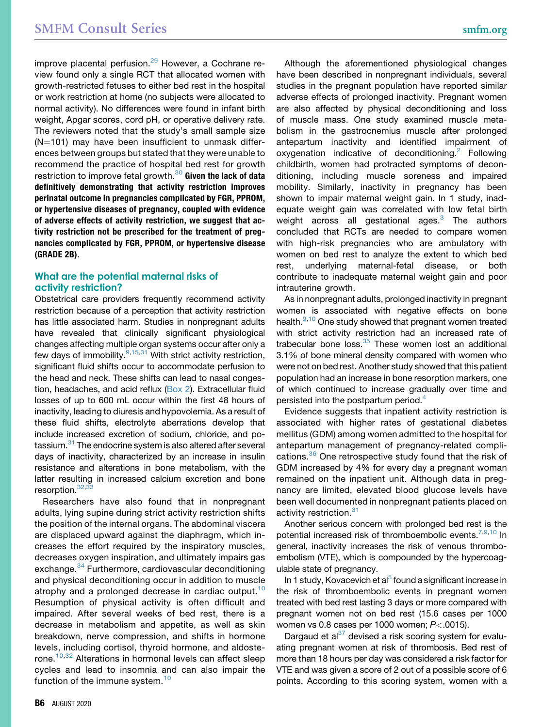improve placental perfusion.[29] However, a Cochrane review found only a single RCT that allocated women with growth-restricted fetuses to either bed rest in the hospital or work restriction at home (no subjects were allocated to normal activity). No differences were found in infant birth weight, Apgar scores, cord pH, or operative delivery rate. The reviewers noted that the study's small sample size (N=101) may have been insufficient to unmask differences between groups but stated that they were unable to recommend the practice of hospital bed rest for growth restriction to improve fetal growth.[30] **Given the lack of data definitively demonstrating that activity restriction improves perinatal outcome in pregnancies complicated by FGR, PPROM, or hypertensive diseases of pregnancy, coupled with evidence of adverse effects of activity restriction, we suggest that activity restriction not be prescribed for the treatment of pregnancies complicated by FGR, PPROM, or hypertensive disease (GRADE 2B)**.

## What are the potential maternal risks of activity restriction?

Obstetrical care providers frequently recommend activity restriction because of a perception that activity restriction has little associated harm. Studies in nonpregnant adults have revealed that clinically significant physiological changes affecting multiple organ systems occur after only a few days of immobility.[9,15,31] With strict activity restriction, significant fluid shifts occur to accommodate perfusion to the head and neck. These shifts can lead to nasal congestion, headaches, and acid reflux (Box 2). Extracellular fluid losses of up to 600 mL occur within the first 48 hours of inactivity, leading to diuresis and hypovolemia. As a result of these fluid shifts, electrolyte aberrations develop that include increased excretion of sodium, chloride, and potassium.[31] The endocrine system is also altered after several days of inactivity, characterized by an increase in insulin resistance and alterations in bone metabolism, with the latter resulting in increased calcium excretion and bone resorption.[32,33]

Researchers have also found that in nonpregnant adults, lying supine during strict activity restriction shifts the position of the internal organs. The abdominal viscera are displaced upward against the diaphragm, which increases the effort required by the inspiratory muscles, decreases oxygen inspiration, and ultimately impairs gas exchange.[34] Furthermore, cardiovascular deconditioning and physical deconditioning occur in addition to muscle atrophy and a prolonged decrease in cardiac output.[10] Resumption of physical activity is often difficult and impaired. After several weeks of bed rest, there is a decrease in metabolism and appetite, as well as skin breakdown, nerve compression, and shifts in hormone levels, including cortisol, thyroid hormone, and aldosterone.[10,32] Alterations in hormonal levels can affect sleep cycles and lead to insomnia and can also impair the function of the immune system.[10]

Although the aforementioned physiological changes have been described in nonpregnant individuals, several studies in the pregnant population have reported similar adverse effects of prolonged inactivity. Pregnant women are also affected by physical deconditioning and loss of muscle mass. One study examined muscle metabolism in the gastrocnemius muscle after prolonged antepartum inactivity and identified impairment of oxygenation indicative of deconditioning.[2] Following childbirth, women had protracted symptoms of deconditioning, including muscle soreness and impaired mobility. Similarly, inactivity in pregnancy has been shown to impair maternal weight gain. In 1 study, inadequate weight gain was correlated with low fetal birth weight across all gestational ages.[3] The authors concluded that RCTs are needed to compare women with high-risk pregnancies who are ambulatory with women on bed rest to analyze the extent to which bed rest, underlying maternal-fetal disease, or both contribute to inadequate maternal weight gain and poor intrauterine growth.

As in nonpregnant adults, prolonged inactivity in pregnant women is associated with negative effects on bone health.[9,10] One study showed that pregnant women treated with strict activity restriction had an increased rate of trabecular bone loss.[35] These women lost an additional 3.1% of bone mineral density compared with women who were not on bed rest. Another study showed that this patient population had an increase in bone resorption markers, one of which continued to increase gradually over time and persisted into the postpartum period.[4]

Evidence suggests that inpatient activity restriction is associated with higher rates of gestational diabetes mellitus (GDM) among women admitted to the hospital for antepartum management of pregnancy-related complications.[36] One retrospective study found that the risk of GDM increased by 4% for every day a pregnant woman remained on the inpatient unit. Although data in pregnancy are limited, elevated blood glucose levels have been well documented in nonpregnant patients placed on activity restriction.[31]

Another serious concern with prolonged bed rest is the potential increased risk of thromboembolic events.[7,9,10] In general, inactivity increases the risk of venous thromboembolism (VTE), which is compounded by the hypercoagulable state of pregnancy.

In 1 study, Kovacevich et al[5] found a significant increase in the risk of thromboembolic events in pregnant women treated with bed rest lasting 3 days or more compared with pregnant women not on bed rest (15.6 cases per 1000 women vs 0.8 cases per 1000 women; $P<.0015$).

Dargaud et al[37] devised a risk scoring system for evaluating pregnant women at risk of thrombosis. Bed rest of more than 18 hours per day was considered a risk factor for VTE and was given a score of 2 out of a possible score of 6 points. According to this scoring system, women with a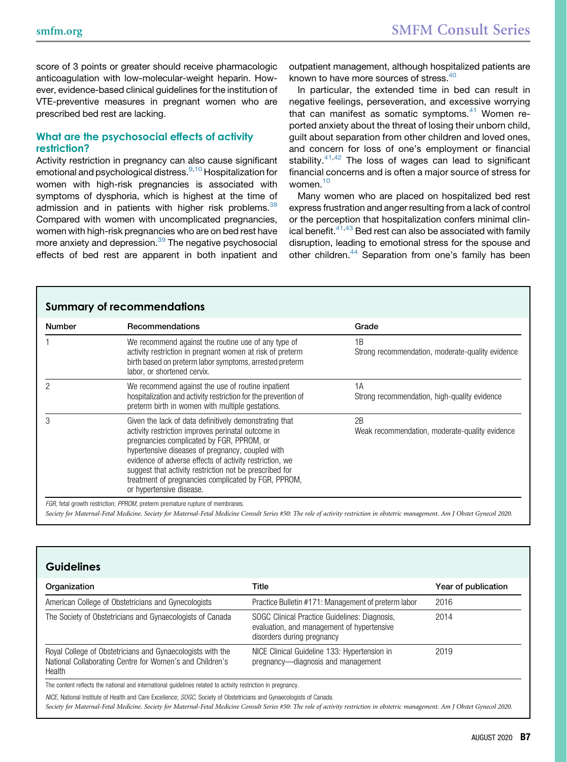score of 3 points or greater should receive pharmacologic anticoagulation with low-molecular-weight heparin. However, evidence-based clinical guidelines for the institution of VTE-preventive measures in pregnant women who are prescribed bed rest are lacking.

### What are the psychosocial effects of activity restriction?

Activity restriction in pregnancy can also cause significant emotional and psychological distress.[9,10] Hospitalization for women with high-risk pregnancies is associated with symptoms of dysphoria, which is highest at the time of admission and in patients with higher risk problems.[38] Compared with women with uncomplicated pregnancies, women with high-risk pregnancies who are on bed rest have more anxiety and depression.[39] The negative psychosocial effects of bed rest are apparent in both inpatient and outpatient management, although hospitalized patients are known to have more sources of stress.[40]

In particular, the extended time in bed can result in negative feelings, perseveration, and excessive worrying that can manifest as somatic symptoms.[41] Women reported anxiety about the threat of losing their unborn child, guilt about separation from other children and loved ones, and concern for loss of one's employment or financial stability.[41,42] The loss of wages can lead to significant financial concerns and is often a major source of stress for women.[10]

Many women who are placed on hospitalized bed rest express frustration and anger resulting from a lack of control or the perception that hospitalization confers minimal clinical benefit.[41,43] Bed rest can also be associated with family disruption, leading to emotional stress for the spouse and other children.[44] Separation from one's family has been

**Summary of recommendations**

| Number | Recommendations | Grade |
|---|---|---|
| 1 | We recommend against the routine use of any type of activity restriction in pregnant women at risk of preterm birth based on preterm labor symptoms, arrested preterm labor, or shortened cervix. | 1B<br>Strong recommendation, moderate-quality evidence |
| 2 | We recommend against the use of routine inpatient hospitalization and activity restriction for the prevention of preterm birth in women with multiple gestations. | 1A<br>Strong recommendation, high-quality evidence |
| 3 | Given the lack of data definitively demonstrating that activity restriction improves perinatal outcome in pregnancies complicated by FGR, PPROM, or hypertensive diseases of pregnancy, coupled with evidence of adverse effects of activity restriction, we suggest that activity restriction not be prescribed for treatment of pregnancies complicated by FGR, PPROM, or hypertensive disease. | 2B<br>Weak recommendation, moderate-quality evidence |

*FGR*, fetal growth restriction; *PPROM*, preterm premature rupture of membranes.

*Society for Maternal-Fetal Medicine. Society for Maternal-Fetal Medicine Consult Series #50: The role of activity restriction in obstetric management. Am J Obstet Gynecol 2020.*

**Guidelines**

| Organization | Title | Year of publication |
|---|---|---|
| American College of Obstetricians and Gynecologists | Practice Bulletin #171: Management of preterm labor | 2016 |
| The Society of Obstetricians and Gynaecologists of Canada | SOGC Clinical Practice Guidelines: Diagnosis, evaluation, and management of hypertensive disorders during pregnancy | 2014 |
| Royal College of Obstetricians and Gynaecologists with the National Collaborating Centre for Women's and Children's Health | NICE Clinical Guideline 133: Hypertension in pregnancy—diagnosis and management | 2019 |

The content reflects the national and international guidelines related to activity restriction in pregnancy.

*NICE*, National Institute of Health and Care Excellence; *SOGC*, Society of Obstetricians and Gynaecologists of Canada.

*Society for Maternal-Fetal Medicine. Society for Maternal-Fetal Medicine Consult Series #50: The role of activity restriction in obstetric management. Am J Obstet Gynecol 2020.*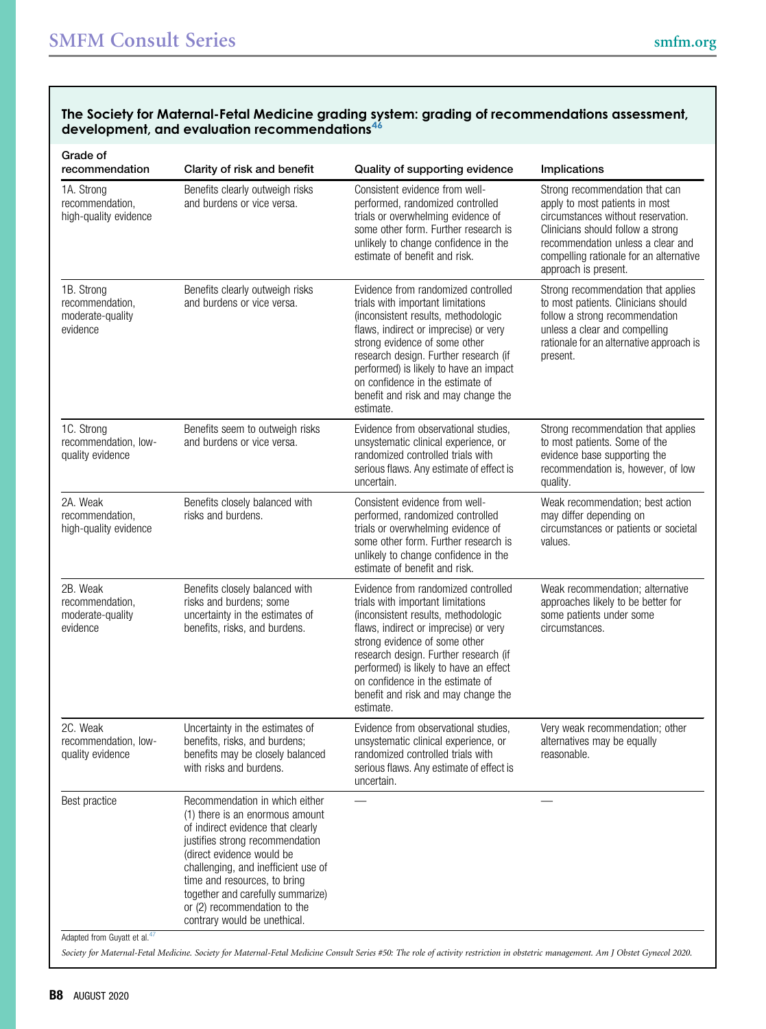### The Society for Maternal-Fetal Medicine grading system: grading of recommendations assessment, development, and evaluation recommendations[46]

| Grade of recommendation | Clarity of risk and benefit | Quality of supporting evidence | Implications |
|---|---|---|---|
| 1A. Strong recommendation, high-quality evidence | Benefits clearly outweigh risks and burdens or vice versa. | Consistent evidence from well-performed, randomized controlled trials or overwhelming evidence of some other form. Further research is unlikely to change confidence in the estimate of benefit and risk. | Strong recommendation that can apply to most patients in most circumstances without reservation. Clinicians should follow a strong recommendation unless a clear and compelling rationale for an alternative approach is present. |
| 1B. Strong recommendation, moderate-quality evidence | Benefits clearly outweigh risks and burdens or vice versa. | Evidence from randomized controlled trials with important limitations (inconsistent results, methodologic flaws, indirect or imprecise) or very strong evidence of some other research design. Further research (if performed) is likely to have an impact on confidence in the estimate of benefit and risk and may change the estimate. | Strong recommendation that applies to most patients. Clinicians should follow a strong recommendation unless a clear and compelling rationale for an alternative approach is present. |
| 1C. Strong recommendation, low-quality evidence | Benefits seem to outweigh risks and burdens or vice versa. | Evidence from observational studies, unsystematic clinical experience, or randomized controlled trials with serious flaws. Any estimate of effect is uncertain. | Strong recommendation that applies to most patients. Some of the evidence base supporting the recommendation is, however, of low quality. |
| 2A. Weak recommendation, high-quality evidence | Benefits closely balanced with risks and burdens. | Consistent evidence from well-performed, randomized controlled trials or overwhelming evidence of some other form. Further research is unlikely to change confidence in the estimate of benefit and risk. | Weak recommendation; best action may differ depending on circumstances or patients or societal values. |
| 2B. Weak recommendation, moderate-quality evidence | Benefits closely balanced with risks and burdens; some uncertainty in the estimates of benefits, risks, and burdens. | Evidence from randomized controlled trials with important limitations (inconsistent results, methodologic flaws, indirect or imprecise) or very strong evidence of some other research design. Further research (if performed) is likely to have an effect on confidence in the estimate of benefit and risk and may change the estimate. | Weak recommendation; alternative approaches likely to be better for some patients under some circumstances. |
| 2C. Weak recommendation, low-quality evidence | Uncertainty in the estimates of benefits, risks, and burdens; benefits may be closely balanced with risks and burdens. | Evidence from observational studies, unsystematic clinical experience, or randomized controlled trials with serious flaws. Any estimate of effect is uncertain. | Very weak recommendation; other alternatives may be equally reasonable. |
| Best practice | Recommendation in which either (1) there is an enormous amount of indirect evidence that clearly justifies strong recommendation (direct evidence would be challenging, and inefficient use of time and resources, to bring together and carefully summarize) or (2) recommendation to the contrary would be unethical. | — | — |

Adapted from Guyatt et al.[47]

*Society for Maternal-Fetal Medicine. Society for Maternal-Fetal Medicine Consult Series #50: The role of activity restriction in obstetric management. Am J Obstet Gynecol 2020.*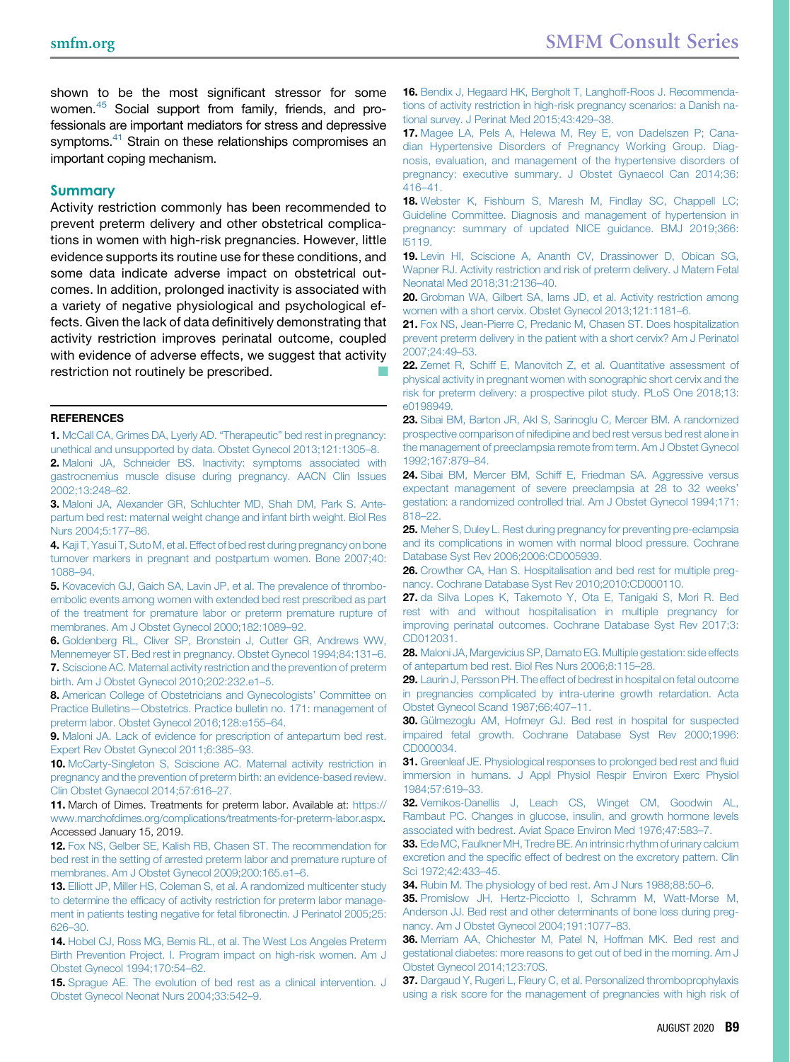shown to be the most significant stressor for some women.[45] Social support from family, friends, and professionals are important mediators for stress and depressive symptoms.[41] Strain on these relationships compromises an important coping mechanism.

## Summary

Activity restriction commonly has been recommended to prevent preterm delivery and other obstetrical complications in women with high-risk pregnancies. However, little evidence supports its routine use for these conditions, and some data indicate adverse impact on obstetrical outcomes. In addition, prolonged inactivity is associated with a variety of negative physiological and psychological effects. Given the lack of data definitively demonstrating that activity restriction improves perinatal outcome, coupled with evidence of adverse effects, we suggest that activity restriction not routinely be prescribed. ■

## REFERENCES

**1.** McCall CA, Grimes DA, Lyerly AD. "Therapeutic" bed rest in pregnancy: unethical and unsupported by data. Obstet Gynecol 2013;121:1305–8.

**2.** Maloni JA, Schneider BS. Inactivity: symptoms associated with gastrocnemius muscle disuse during pregnancy. AACN Clin Issues 2002;13:248–62.

**3.** Maloni JA, Alexander GR, Schluchter MD, Shah DM, Park S. Antepartum bed rest: maternal weight change and infant birth weight. Biol Res Nurs 2004;5:177–86.

**4.** Kaji T, Yasui T, Suto M, et al. Effect of bed rest during pregnancy on bone turnover markers in pregnant and postpartum women. Bone 2007;40:1088–94.

**5.** Kovacevich GJ, Gaich SA, Lavin JP, et al. The prevalence of thromboembolic events among women with extended bed rest prescribed as part of the treatment for premature labor or preterm premature rupture of membranes. Am J Obstet Gynecol 2000;182:1089–92.

**6.** Goldenberg RL, Cliver SP, Bronstein J, Cutter GR, Andrews WW, Mennemeyer ST. Bed rest in pregnancy. Obstet Gynecol 1994;84:131–6.

**7.** Sciscione AC. Maternal activity restriction and the prevention of preterm birth. Am J Obstet Gynecol 2010;202:232.e1–5.

**8.** American College of Obstetricians and Gynecologists' Committee on Practice Bulletins—Obstetrics. Practice bulletin no. 171: management of preterm labor. Obstet Gynecol 2016;128:e155–64.

**9.** Maloni JA. Lack of evidence for prescription of antepartum bed rest. Expert Rev Obstet Gynecol 2011;6:385–93.

**10.** McCarty-Singleton S, Sciscione AC. Maternal activity restriction in pregnancy and the prevention of preterm birth: an evidence-based review. Clin Obstet Gynaecol 2014;57:616–27.

**11.** March of Dimes. Treatments for preterm labor. Available at: https://www.marchofdimes.org/complications/treatments-for-preterm-labor.aspx. Accessed January 15, 2019.

**12.** Fox NS, Gelber SE, Kalish RB, Chasen ST. The recommendation for bed rest in the setting of arrested preterm labor and premature rupture of membranes. Am J Obstet Gynecol 2009;200:165.e1–6.

**13.** Elliott JP, Miller HS, Coleman S, et al. A randomized multicenter study to determine the efficacy of activity restriction for preterm labor management in patients testing negative for fetal fibronectin. J Perinatol 2005;25:626–30.

**14.** Hobel CJ, Ross MG, Bemis RL, et al. The West Los Angeles Preterm Birth Prevention Project. I. Program impact on high-risk women. Am J Obstet Gynecol 1994;170:54–62.

**15.** Sprague AE. The evolution of bed rest as a clinical intervention. J Obstet Gynecol Neonat Nurs 2004;33:542–9.

**16.** Bendix J, Hegaard HK, Bergholt T, Langhoff-Roos J. Recommendations of activity restriction in high-risk pregnancy scenarios: a Danish national survey. J Perinat Med 2015;43:429–38.

**17.** Magee LA, Pels A, Helewa M, Rey E, von Dadelszen P; Canadian Hypertensive Disorders of Pregnancy Working Group. Diagnosis, evaluation, and management of the hypertensive disorders of pregnancy: executive summary. J Obstet Gynaecol Can 2014;36:416–41.

**18.** Webster K, Fishburn S, Maresh M, Findlay SC, Chappell LC; Guideline Committee. Diagnosis and management of hypertension in pregnancy: summary of updated NICE guidance. BMJ 2019;366:l5119.

**19.** Levin HI, Sciscione A, Ananth CV, Drassinower D, Obican SG, Wapner RJ. Activity restriction and risk of preterm delivery. J Matern Fetal Neonatal Med 2018;31:2136–40.

**20.** Grobman WA, Gilbert SA, Iams JD, et al. Activity restriction among women with a short cervix. Obstet Gynecol 2013;121:1181–6.

**21.** Fox NS, Jean-Pierre C, Predanic M, Chasen ST. Does hospitalization prevent preterm delivery in the patient with a short cervix? Am J Perinatol 2007;24:49–53.

**22.** Zemet R, Schiff E, Manovitch Z, et al. Quantitative assessment of physical activity in pregnant women with sonographic short cervix and the risk for preterm delivery: a prospective pilot study. PLoS One 2018;13:e0198949.

**23.** Sibai BM, Barton JR, Akl S, Sarinoglu C, Mercer BM. A randomized prospective comparison of nifedipine and bed rest versus bed rest alone in the management of preeclampsia remote from term. Am J Obstet Gynecol 1992;167:879–84.

**24.** Sibai BM, Mercer BM, Schiff E, Friedman SA. Aggressive versus expectant management of severe preeclampsia at 28 to 32 weeks' gestation: a randomized controlled trial. Am J Obstet Gynecol 1994;171:818–22.

**25.** Meher S, Duley L. Rest during pregnancy for preventing pre-eclampsia and its complications in women with normal blood pressure. Cochrane Database Syst Rev 2006;2006:CD005939.

**26.** Crowther CA, Han S. Hospitalisation and bed rest for multiple pregnancy. Cochrane Database Syst Rev 2010;2010:CD000110.

**27.** da Silva Lopes K, Takemoto Y, Ota E, Tanigaki S, Mori R. Bed rest with and without hospitalisation in multiple pregnancy for improving perinatal outcomes. Cochrane Database Syst Rev 2017;3:CD012031.

**28.** Maloni JA, Margevicius SP, Damato EG. Multiple gestation: side effects of antepartum bed rest. Biol Res Nurs 2006;8:115–28.

**29.** Laurin J, Persson PH. The effect of bedrest in hospital on fetal outcome in pregnancies complicated by intra-uterine growth retardation. Acta Obstet Gynecol Scand 1987;66:407–11.

**30.** Gülmezoglu AM, Hofmeyr GJ. Bed rest in hospital for suspected impaired fetal growth. Cochrane Database Syst Rev 2000;1996:CD000034.

**31.** Greenleaf JE. Physiological responses to prolonged bed rest and fluid immersion in humans. J Appl Physiol Respir Environ Exerc Physiol 1984;57:619–33.

**32.** Vernikos-Danellis J, Leach CS, Winget CM, Goodwin AL, Rambaut PC. Changes in glucose, insulin, and growth hormone levels associated with bedrest. Aviat Space Environ Med 1976;47:583–7.

**33.** Ede MC, Faulkner MH, Tredre BE. An intrinsic rhythm of urinary calcium excretion and the specific effect of bedrest on the excretory pattern. Clin Sci 1972;42:433–45.

**34.** Rubin M. The physiology of bed rest. Am J Nurs 1988;88:50–6.

**35.** Promislow JH, Hertz-Picciotto I, Schramm M, Watt-Morse M, Anderson JJ. Bed rest and other determinants of bone loss during pregnancy. Am J Obstet Gynecol 2004;191:1077–83.

**36.** Merriam AA, Chichester M, Patel N, Hoffman MK. Bed rest and gestational diabetes: more reasons to get out of bed in the morning. Am J Obstet Gynecol 2014;123:70S.

**37.** Dargaud Y, Rugeri L, Fleury C, et al. Personalized thromboprophylaxis using a risk score for the management of pregnancies with high risk of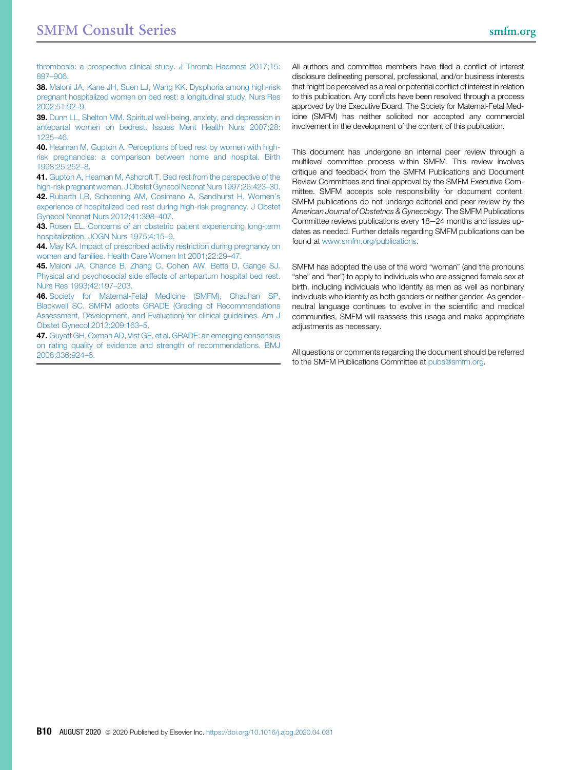thrombosis: a prospective clinical study. J Thromb Haemost 2017;15: 897–906.

**38.** Maloni JA, Kane JH, Suen LJ, Wang KK. Dysphoria among high-risk pregnant hospitalized women on bed rest: a longitudinal study. Nurs Res 2002;51:92–9.

**39.** Dunn LL, Shelton MM. Spiritual well-being, anxiety, and depression in antepartal women on bedrest. Issues Ment Health Nurs 2007;28: 1235–46.

**40.** Heaman M, Gupton A. Perceptions of bed rest by women with high-risk pregnancies: a comparison between home and hospital. Birth 1998;25:252–8.

**41.** Gupton A, Heaman M, Ashcroft T. Bed rest from the perspective of the high-risk pregnant woman. J Obstet Gynecol Neonat Nurs 1997;26:423–30.

**42.** Rubarth LB, Schoening AM, Cosimano A, Sandhurst H. Women's experience of hospitalized bed rest during high-risk pregnancy. J Obstet Gynecol Neonat Nurs 2012;41:398–407.

**43.** Rosen EL. Concerns of an obstetric patient experiencing long-term hospitalization. JOGN Nurs 1975;4:15–9.

**44.** May KA. Impact of prescribed activity restriction during pregnancy on women and families. Health Care Women Int 2001;22:29–47.

**45.** Maloni JA, Chance B, Zhang C, Cohen AW, Betts D, Gange SJ. Physical and psychosocial side effects of antepartum hospital bed rest. Nurs Res 1993;42:197–203.

**46.** Society for Maternal-Fetal Medicine (SMFM), Chauhan SP, Blackwell SC. SMFM adopts GRADE (Grading of Recommendations Assessment, Development, and Evaluation) for clinical guidelines. Am J Obstet Gynecol 2013;209:163–5.

**47.** Guyatt GH, Oxman AD, Vist GE, et al. GRADE: an emerging consensus on rating quality of evidence and strength of recommendations. BMJ 2008;336:924–6.

All authors and committee members have filed a conflict of interest disclosure delineating personal, professional, and/or business interests that might be perceived as a real or potential conflict of interest in relation to this publication. Any conflicts have been resolved through a process approved by the Executive Board. The Society for Maternal-Fetal Medicine (SMFM) has neither solicited nor accepted any commercial involvement in the development of the content of this publication.

This document has undergone an internal peer review through a multilevel committee process within SMFM. This review involves critique and feedback from the SMFM Publications and Document Review Committees and final approval by the SMFM Executive Committee. SMFM accepts sole responsibility for document content. SMFM publications do not undergo editorial and peer review by the *American Journal of Obstetrics & Gynecology*. The SMFM Publications Committee reviews publications every 18–24 months and issues updates as needed. Further details regarding SMFM publications can be found at www.smfm.org/publications.

SMFM has adopted the use of the word "woman" (and the pronouns "she" and "her") to apply to individuals who are assigned female sex at birth, including individuals who identify as men as well as nonbinary individuals who identify as both genders or neither gender. As gender-neutral language continues to evolve in the scientific and medical communities, SMFM will reassess this usage and make appropriate adjustments as necessary.

All questions or comments regarding the document should be referred to the SMFM Publications Committee at pubs@smfm.org.

© 2020 Published by Elsevier Inc. https://doi.org/10.1016/j.ajog.2020.04.031